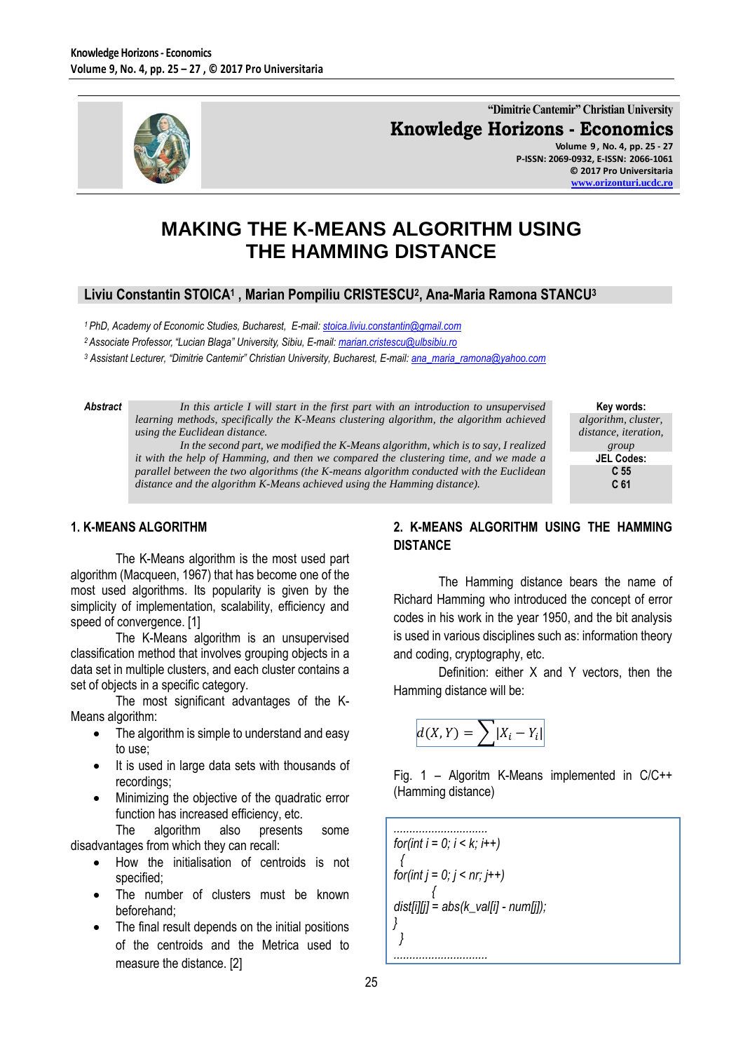"Dimitrie Cantemir" Christian University

**Knowledge Horizons - Economics**

Volume 9, No. 4, pp. 25 - 27
P-ISSN: 2069-0932, E-ISSN: 2066-1061
© 2017 Pro Universitaria
www.orizonturi.ucdc.ro

# MAKING THE K-MEANS ALGORITHM USING THE HAMMING DISTANCE

**Liviu Constantin STOICA[1], Marian Pompiliu CRISTESCU[2], Ana-Maria Ramona STANCU[3]**

[1] *PhD, Academy of Economic Studies, Bucharest, E-mail: stoica.liviu.constantin@gmail.com*

[2] *Associate Professor, "Lucian Blaga" University, Sibiu, E-mail: marian.cristescu@ulbsibiu.ro*

[3] *Assistant Lecturer, "Dimitrie Cantemir" Christian University, Bucharest, E-mail: ana_maria_ramona@yahoo.com*

**Abstract**

*In this article I will start in the first part with an introduction to unsupervised learning methods, specifically the K-Means clustering algorithm, the algorithm achieved using the Euclidean distance.*

*In the second part, we modified the K-Means algorithm, which is to say, I realized it with the help of Hamming, and then we compared the clustering time, and we made a parallel between the two algorithms (the K-means algorithm conducted with the Euclidean distance and the algorithm K-Means achieved using the Hamming distance).*

**Key words:**
*algorithm, cluster, distance, iteration, group*

**JEL Codes:**
**C 55**
**C 61**

## 1. K-MEANS ALGORITHM

The K-Means algorithm is the most used part algorithm (Macqueen, 1967) that has become one of the most used algorithms. Its popularity is given by the simplicity of implementation, scalability, efficiency and speed of convergence. [1]

The K-Means algorithm is an unsupervised classification method that involves grouping objects in a data set in multiple clusters, and each cluster contains a set of objects in a specific category.

The most significant advantages of the K-Means algorithm:

- The algorithm is simple to understand and easy to use;
- It is used in large data sets with thousands of recordings;
- Minimizing the objective of the quadratic error function has increased efficiency, etc.

The algorithm also presents some disadvantages from which they can recall:

- How the initialisation of centroids is not specified;
- The number of clusters must be known beforehand;
- The final result depends on the initial positions of the centroids and the Metrica used to measure the distance. [2]

## 2. K-MEANS ALGORITHM USING THE HAMMING DISTANCE

The Hamming distance bears the name of Richard Hamming who introduced the concept of error codes in his work in the year 1950, and the bit analysis is used in various disciplines such as: information theory and coding, cryptography, etc.

Definition: either X and Y vectors, then the Hamming distance will be:

$$d(X,Y) = \sum |X_i - Y_i|$$

Fig. 1 – Algoritm K-Means implemented in C/C++ (Hamming distance)

```
..............................
for(int i = 0; i < k; i++)
 {
for(int j = 0; j < nr; j++)
        {
dist[i][j] = abs(k_val[i] - num[j]);
}
 }
..............................
```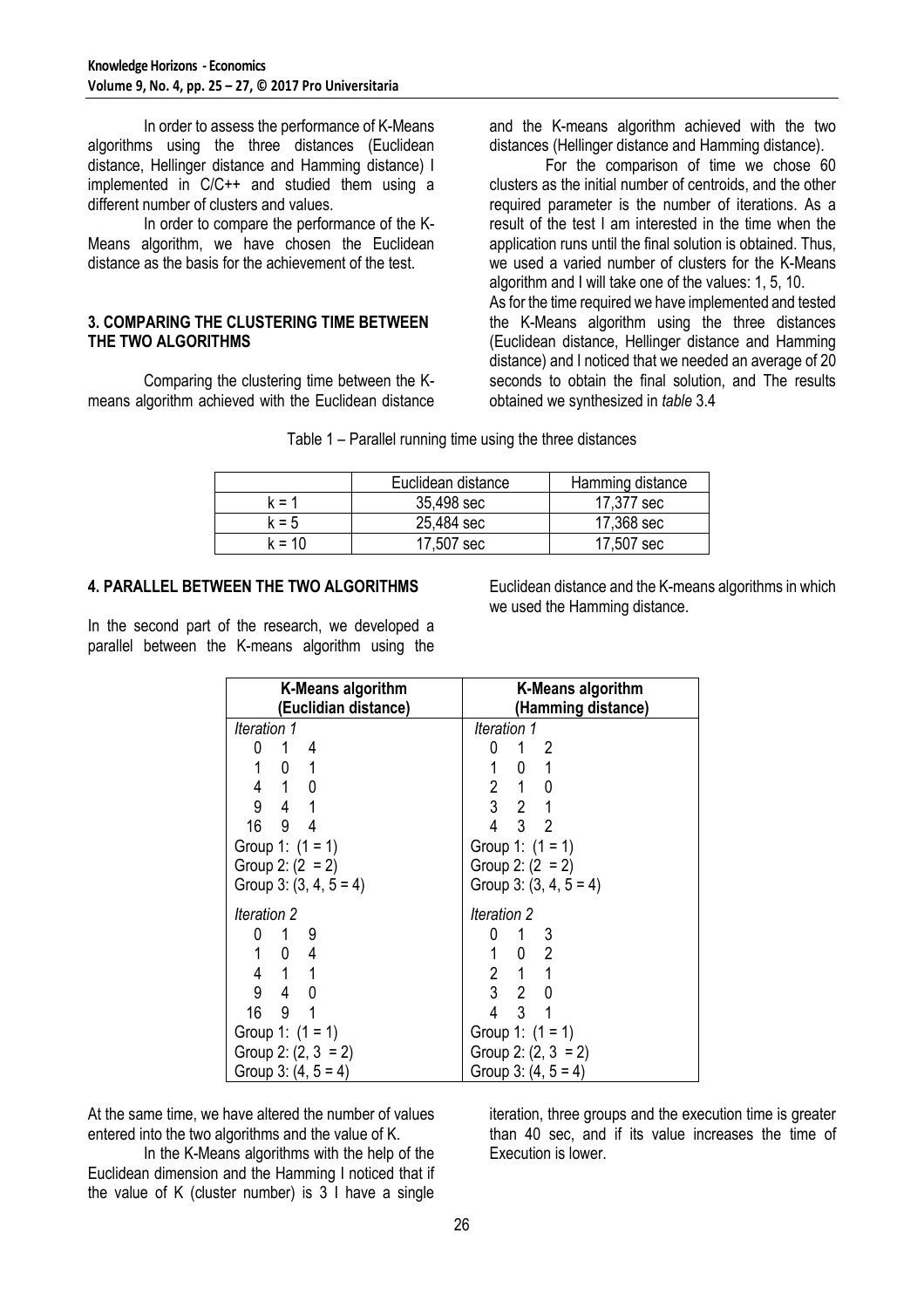In order to assess the performance of K-Means algorithms using the three distances (Euclidean distance, Hellinger distance and Hamming distance) I implemented in C/C++ and studied them using a different number of clusters and values.

In order to compare the performance of the K-Means algorithm, we have chosen the Euclidean distance as the basis for the achievement of the test.

### 3. COMPARING THE CLUSTERING TIME BETWEEN THE TWO ALGORITHMS

Comparing the clustering time between the K-means algorithm achieved with the Euclidean distance and the K-means algorithm achieved with the two distances (Hellinger distance and Hamming distance).

For the comparison of time we chose 60 clusters as the initial number of centroids, and the other required parameter is the number of iterations. As a result of the test I am interested in the time when the application runs until the final solution is obtained. Thus, we used a varied number of clusters for the K-Means algorithm and I will take one of the values: 1, 5, 10.
As for the time required we have implemented and tested the K-Means algorithm using the three distances (Euclidean distance, Hellinger distance and Hamming distance) and I noticed that we needed an average of 20 seconds to obtain the final solution, and The results obtained we synthesized in *table* 3.4

Table 1 – Parallel running time using the three distances

| | Euclidean distance | Hamming distance |
|---|---|---|
| k = 1 | 35,498 sec | 17,377 sec |
| k = 5 | 25,484 sec | 17,368 sec |
| k = 10 | 17,507 sec | 17,507 sec |

### 4. PARALLEL BETWEEN THE TWO ALGORITHMS

In the second part of the research, we developed a parallel between the K-means algorithm using the Euclidean distance and the K-means algorithms in which we used the Hamming distance.

| K-Means algorithm (Euclidian distance) | K-Means algorithm (Hamming distance) |
|---|---|
| *Iteration 1* | *Iteration 1* |
| 0 1 4 | 0 1 2 |
| 1 0 1 | 1 0 1 |
| 4 1 0 | 2 1 0 |
| 9 4 1 | 3 2 1 |
| 16 9 4 | 4 3 2 |
| Group 1: (1 = 1) | Group 1: (1 = 1) |
| Group 2: (2 = 2) | Group 2: (2 = 2) |
| Group 3: (3, 4, 5 = 4) | Group 3: (3, 4, 5 = 4) |
| *Iteration 2* | *Iteration 2* |
| 0 1 9 | 0 1 3 |
| 1 0 4 | 1 0 2 |
| 4 1 1 | 2 1 1 |
| 9 4 0 | 3 2 0 |
| 16 9 1 | 4 3 1 |
| Group 1: (1 = 1) | Group 1: (1 = 1) |
| Group 2: (2, 3 = 2) | Group 2: (2, 3 = 2) |
| Group 3: (4, 5 = 4) | Group 3: (4, 5 = 4) |

At the same time, we have altered the number of values entered into the two algorithms and the value of K.

In the K-Means algorithms with the help of the Euclidean dimension and the Hamming I noticed that if the value of K (cluster number) is 3 I have a single iteration, three groups and the execution time is greater than 40 sec, and if its value increases the time of Execution is lower.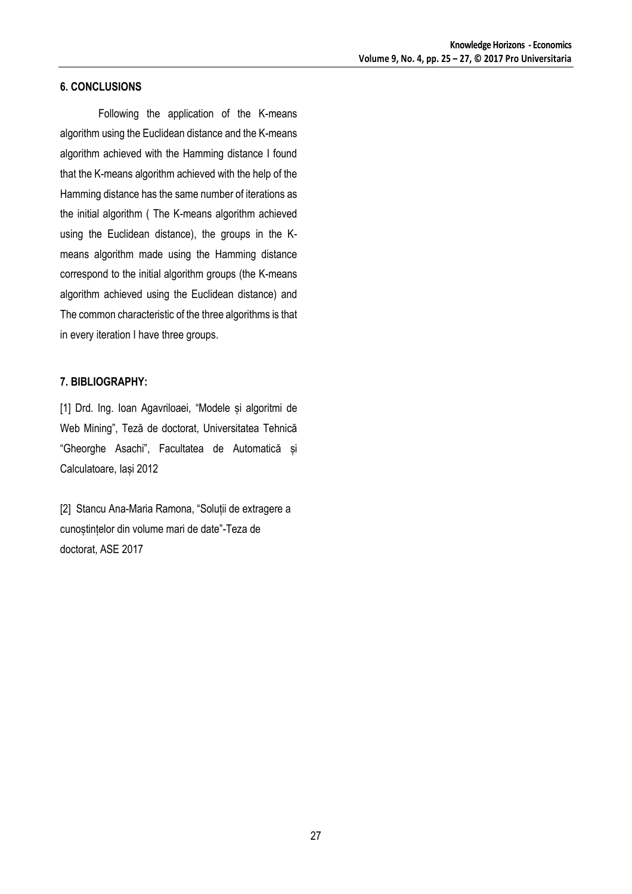## 6. CONCLUSIONS

Following the application of the K-means algorithm using the Euclidean distance and the K-means algorithm achieved with the Hamming distance I found that the K-means algorithm achieved with the help of the Hamming distance has the same number of iterations as the initial algorithm ( The K-means algorithm achieved using the Euclidean distance), the groups in the K-means algorithm made using the Hamming distance correspond to the initial algorithm groups (the K-means algorithm achieved using the Euclidean distance) and The common characteristic of the three algorithms is that in every iteration I have three groups.

## 7. BIBLIOGRAPHY:

[1] Drd. Ing. Ioan Agavriloaei, "Modele și algoritmi de Web Mining", Teză de doctorat, Universitatea Tehnică "Gheorghe Asachi", Facultatea de Automatică și Calculatoare, Iași 2012

[2] Stancu Ana-Maria Ramona, "Soluții de extragere a cunoștințelor din volume mari de date"-Teza de doctorat, ASE 2017